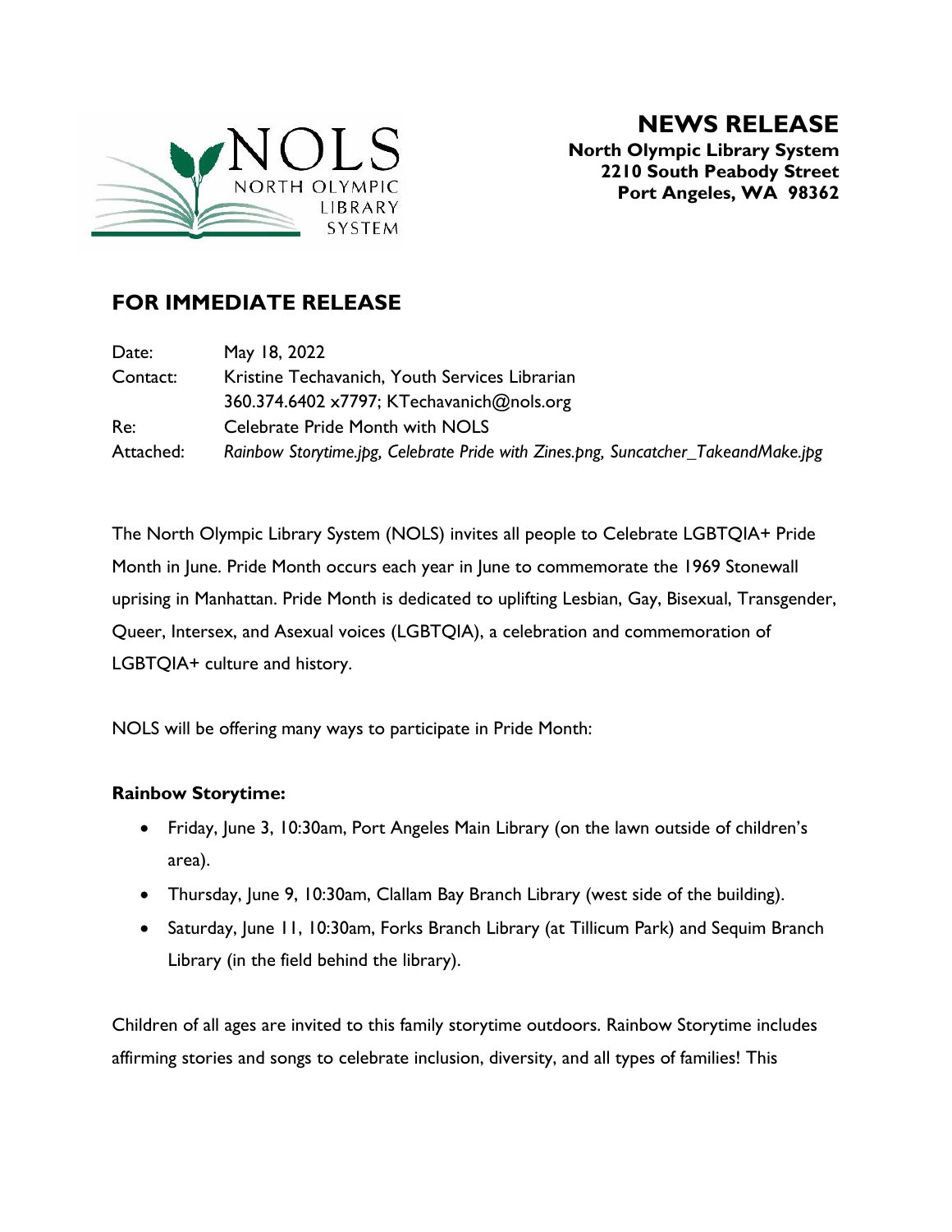NOLS NORTH OLYMPIC LIBRARY SYSTEM

# NEWS RELEASE

**North Olympic Library System**
**2210 South Peabody Street**
**Port Angeles, WA 98362**

## FOR IMMEDIATE RELEASE

| | |
|---|---|
| Date: | May 18, 2022 |
| Contact: | Kristine Techavanich, Youth Services Librarian<br>360.374.6402 x7797; KTechavanich@nols.org |
| Re: | Celebrate Pride Month with NOLS |
| Attached: | *Rainbow Storytime.jpg, Celebrate Pride with Zines.png, Suncatcher_TakeandMake.jpg* |

The North Olympic Library System (NOLS) invites all people to Celebrate LGBTQIA+ Pride Month in June. Pride Month occurs each year in June to commemorate the 1969 Stonewall uprising in Manhattan. Pride Month is dedicated to uplifting Lesbian, Gay, Bisexual, Transgender, Queer, Intersex, and Asexual voices (LGBTQIA), a celebration and commemoration of LGBTQIA+ culture and history.

NOLS will be offering many ways to participate in Pride Month:

**Rainbow Storytime:**

- Friday, June 3, 10:30am, Port Angeles Main Library (on the lawn outside of children's area).
- Thursday, June 9, 10:30am, Clallam Bay Branch Library (west side of the building).
- Saturday, June 11, 10:30am, Forks Branch Library (at Tillicum Park) and Sequim Branch Library (in the field behind the library).

Children of all ages are invited to this family storytime outdoors. Rainbow Storytime includes affirming stories and songs to celebrate inclusion, diversity, and all types of families! This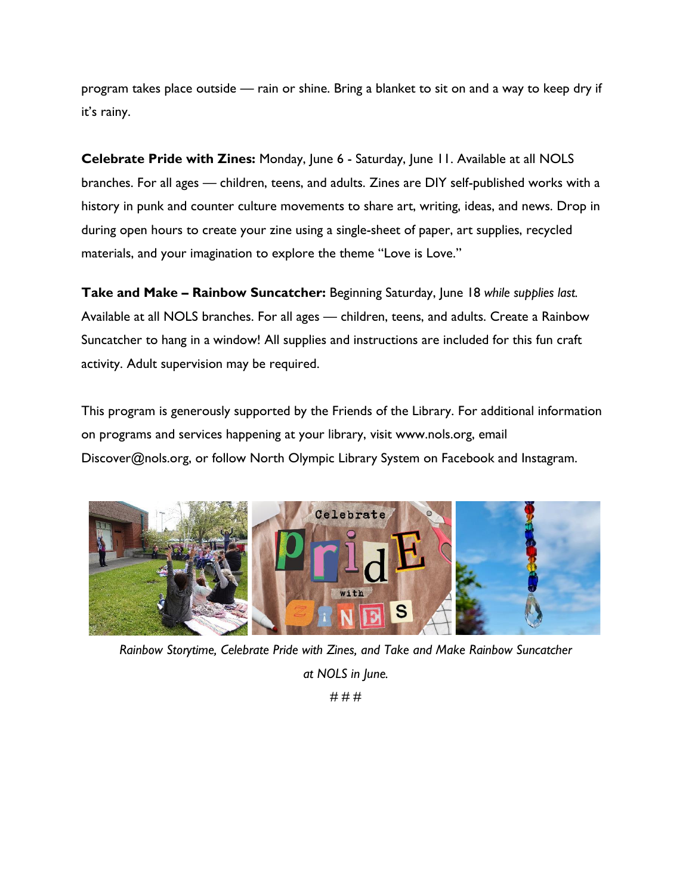program takes place outside — rain or shine. Bring a blanket to sit on and a way to keep dry if it's rainy.

**Celebrate Pride with Zines:** Monday, June 6 - Saturday, June 11. Available at all NOLS branches. For all ages — children, teens, and adults. Zines are DIY self-published works with a history in punk and counter culture movements to share art, writing, ideas, and news. Drop in during open hours to create your zine using a single-sheet of paper, art supplies, recycled materials, and your imagination to explore the theme "Love is Love."

**Take and Make – Rainbow Suncatcher:** Beginning Saturday, June 18 *while supplies last.* Available at all NOLS branches. For all ages — children, teens, and adults. Create a Rainbow Suncatcher to hang in a window! All supplies and instructions are included for this fun craft activity. Adult supervision may be required.

This program is generously supported by the Friends of the Library. For additional information on programs and services happening at your library, visit www.nols.org, email Discover@nols.org, or follow North Olympic Library System on Facebook and Instagram.

*Rainbow Storytime, Celebrate Pride with Zines, and Take and Make Rainbow Suncatcher at NOLS in June.*

# # #